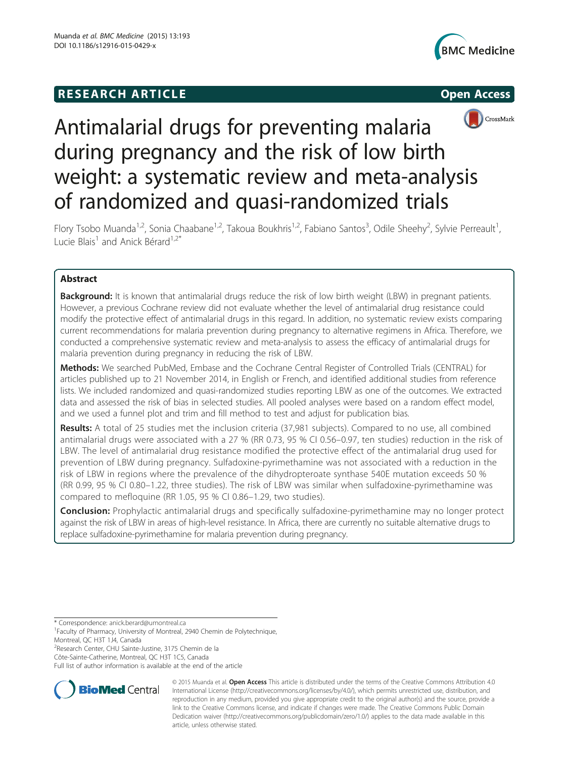RESEARCH ARTICLE

Open Access

# Antimalarial drugs for preventing malaria during pregnancy and the risk of low birth weight: a systematic review and meta-analysis of randomized and quasi-randomized trials

Flory Tsobo Muanda[1,2], Sonia Chaabane[1,2], Takoua Boukhris[1,2], Fabiano Santos[3], Odile Sheehy[2], Sylvie Perreault[1], Lucie Blais[1] and Anick Bérard[1,2*]

## Abstract

**Background:** It is known that antimalarial drugs reduce the risk of low birth weight (LBW) in pregnant patients. However, a previous Cochrane review did not evaluate whether the level of antimalarial drug resistance could modify the protective effect of antimalarial drugs in this regard. In addition, no systematic review exists comparing current recommendations for malaria prevention during pregnancy to alternative regimens in Africa. Therefore, we conducted a comprehensive systematic review and meta-analysis to assess the efficacy of antimalarial drugs for malaria prevention during pregnancy in reducing the risk of LBW.

**Methods:** We searched PubMed, Embase and the Cochrane Central Register of Controlled Trials (CENTRAL) for articles published up to 21 November 2014, in English or French, and identified additional studies from reference lists. We included randomized and quasi-randomized studies reporting LBW as one of the outcomes. We extracted data and assessed the risk of bias in selected studies. All pooled analyses were based on a random effect model, and we used a funnel plot and trim and fill method to test and adjust for publication bias.

**Results:** A total of 25 studies met the inclusion criteria (37,981 subjects). Compared to no use, all combined antimalarial drugs were associated with a 27 % (RR 0.73, 95 % CI 0.56–0.97, ten studies) reduction in the risk of LBW. The level of antimalarial drug resistance modified the protective effect of the antimalarial drug used for prevention of LBW during pregnancy. Sulfadoxine-pyrimethamine was not associated with a reduction in the risk of LBW in regions where the prevalence of the dihydropteroate synthase 540E mutation exceeds 50 % (RR 0.99, 95 % CI 0.80–1.22, three studies). The risk of LBW was similar when sulfadoxine-pyrimethamine was compared to mefloquine (RR 1.05, 95 % CI 0.86–1.29, two studies).

**Conclusion:** Prophylactic antimalarial drugs and specifically sulfadoxine-pyrimethamine may no longer protect against the risk of LBW in areas of high-level resistance. In Africa, there are currently no suitable alternative drugs to replace sulfadoxine-pyrimethamine for malaria prevention during pregnancy.

\* Correspondence: anick.berard@umontreal.ca
[1]Faculty of Pharmacy, University of Montreal, 2940 Chemin de Polytechnique, Montreal, QC H3T 1J4, Canada
[2]Research Center, CHU Sainte-Justine, 3175 Chemin de la Côte-Sainte-Catherine, Montreal, QC H3T 1C5, Canada
Full list of author information is available at the end of the article

© 2015 Muanda et al. **Open Access** This article is distributed under the terms of the Creative Commons Attribution 4.0 International License (http://creativecommons.org/licenses/by/4.0/), which permits unrestricted use, distribution, and reproduction in any medium, provided you give appropriate credit to the original author(s) and the source, provide a link to the Creative Commons license, and indicate if changes were made. The Creative Commons Public Domain Dedication waiver (http://creativecommons.org/publicdomain/zero/1.0/) applies to the data made available in this article, unless otherwise stated.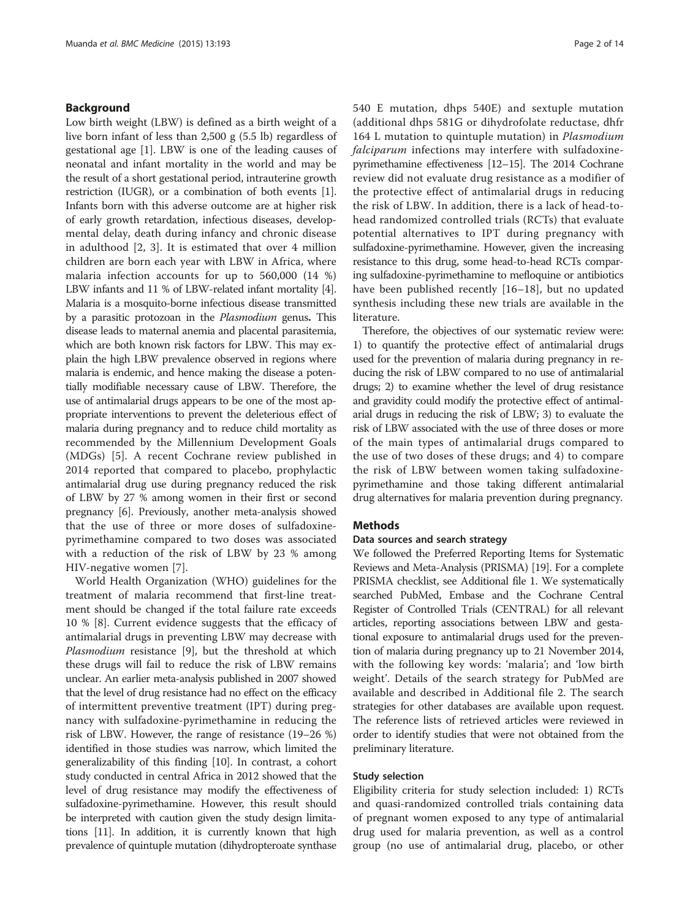## Background

Low birth weight (LBW) is defined as a birth weight of a live born infant of less than 2,500 g (5.5 lb) regardless of gestational age [1]. LBW is one of the leading causes of neonatal and infant mortality in the world and may be the result of a short gestational period, intrauterine growth restriction (IUGR), or a combination of both events [1]. Infants born with this adverse outcome are at higher risk of early growth retardation, infectious diseases, developmental delay, death during infancy and chronic disease in adulthood [2, 3]. It is estimated that over 4 million children are born each year with LBW in Africa, where malaria infection accounts for up to 560,000 (14 %) LBW infants and 11 % of LBW-related infant mortality [4]. Malaria is a mosquito-borne infectious disease transmitted by a parasitic protozoan in the *Plasmodium* genus**.** This disease leads to maternal anemia and placental parasitemia, which are both known risk factors for LBW. This may explain the high LBW prevalence observed in regions where malaria is endemic, and hence making the disease a potentially modifiable necessary cause of LBW. Therefore, the use of antimalarial drugs appears to be one of the most appropriate interventions to prevent the deleterious effect of malaria during pregnancy and to reduce child mortality as recommended by the Millennium Development Goals (MDGs) [5]. A recent Cochrane review published in 2014 reported that compared to placebo, prophylactic antimalarial drug use during pregnancy reduced the risk of LBW by 27 % among women in their first or second pregnancy [6]. Previously, another meta-analysis showed that the use of three or more doses of sulfadoxine-pyrimethamine compared to two doses was associated with a reduction of the risk of LBW by 23 % among HIV-negative women [7].

World Health Organization (WHO) guidelines for the treatment of malaria recommend that first-line treatment should be changed if the total failure rate exceeds 10 % [8]. Current evidence suggests that the efficacy of antimalarial drugs in preventing LBW may decrease with *Plasmodium* resistance [9], but the threshold at which these drugs will fail to reduce the risk of LBW remains unclear. An earlier meta-analysis published in 2007 showed that the level of drug resistance had no effect on the efficacy of intermittent preventive treatment (IPT) during pregnancy with sulfadoxine-pyrimethamine in reducing the risk of LBW. However, the range of resistance (19–26 %) identified in those studies was narrow, which limited the generalizability of this finding [10]. In contrast, a cohort study conducted in central Africa in 2012 showed that the level of drug resistance may modify the effectiveness of sulfadoxine-pyrimethamine. However, this result should be interpreted with caution given the study design limitations [11]. In addition, it is currently known that high prevalence of quintuple mutation (dihydropteroate synthase 540 E mutation, dhps 540E) and sextuple mutation (additional dhps 581G or dihydrofolate reductase, dhfr 164 L mutation to quintuple mutation) in *Plasmodium falciparum* infections may interfere with sulfadoxine-pyrimethamine effectiveness [12–15]. The 2014 Cochrane review did not evaluate drug resistance as a modifier of the protective effect of antimalarial drugs in reducing the risk of LBW. In addition, there is a lack of head-to-head randomized controlled trials (RCTs) that evaluate potential alternatives to IPT during pregnancy with sulfadoxine-pyrimethamine. However, given the increasing resistance to this drug, some head-to-head RCTs comparing sulfadoxine-pyrimethamine to mefloquine or antibiotics have been published recently [16–18], but no updated synthesis including these new trials are available in the literature.

Therefore, the objectives of our systematic review were: 1) to quantify the protective effect of antimalarial drugs used for the prevention of malaria during pregnancy in reducing the risk of LBW compared to no use of antimalarial drugs; 2) to examine whether the level of drug resistance and gravidity could modify the protective effect of antimalarial drugs in reducing the risk of LBW; 3) to evaluate the risk of LBW associated with the use of three doses or more of the main types of antimalarial drugs compared to the use of two doses of these drugs; and 4) to compare the risk of LBW between women taking sulfadoxine-pyrimethamine and those taking different antimalarial drug alternatives for malaria prevention during pregnancy.

## Methods

### Data sources and search strategy

We followed the Preferred Reporting Items for Systematic Reviews and Meta-Analysis (PRISMA) [19]. For a complete PRISMA checklist, see Additional file 1. We systematically searched PubMed, Embase and the Cochrane Central Register of Controlled Trials (CENTRAL) for all relevant articles, reporting associations between LBW and gestational exposure to antimalarial drugs used for the prevention of malaria during pregnancy up to 21 November 2014, with the following key words: 'malaria'; and 'low birth weight'. Details of the search strategy for PubMed are available and described in Additional file 2. The search strategies for other databases are available upon request. The reference lists of retrieved articles were reviewed in order to identify studies that were not obtained from the preliminary literature.

### Study selection

Eligibility criteria for study selection included: 1) RCTs and quasi-randomized controlled trials containing data of pregnant women exposed to any type of antimalarial drug used for malaria prevention, as well as a control group (no use of antimalarial drug, placebo, or other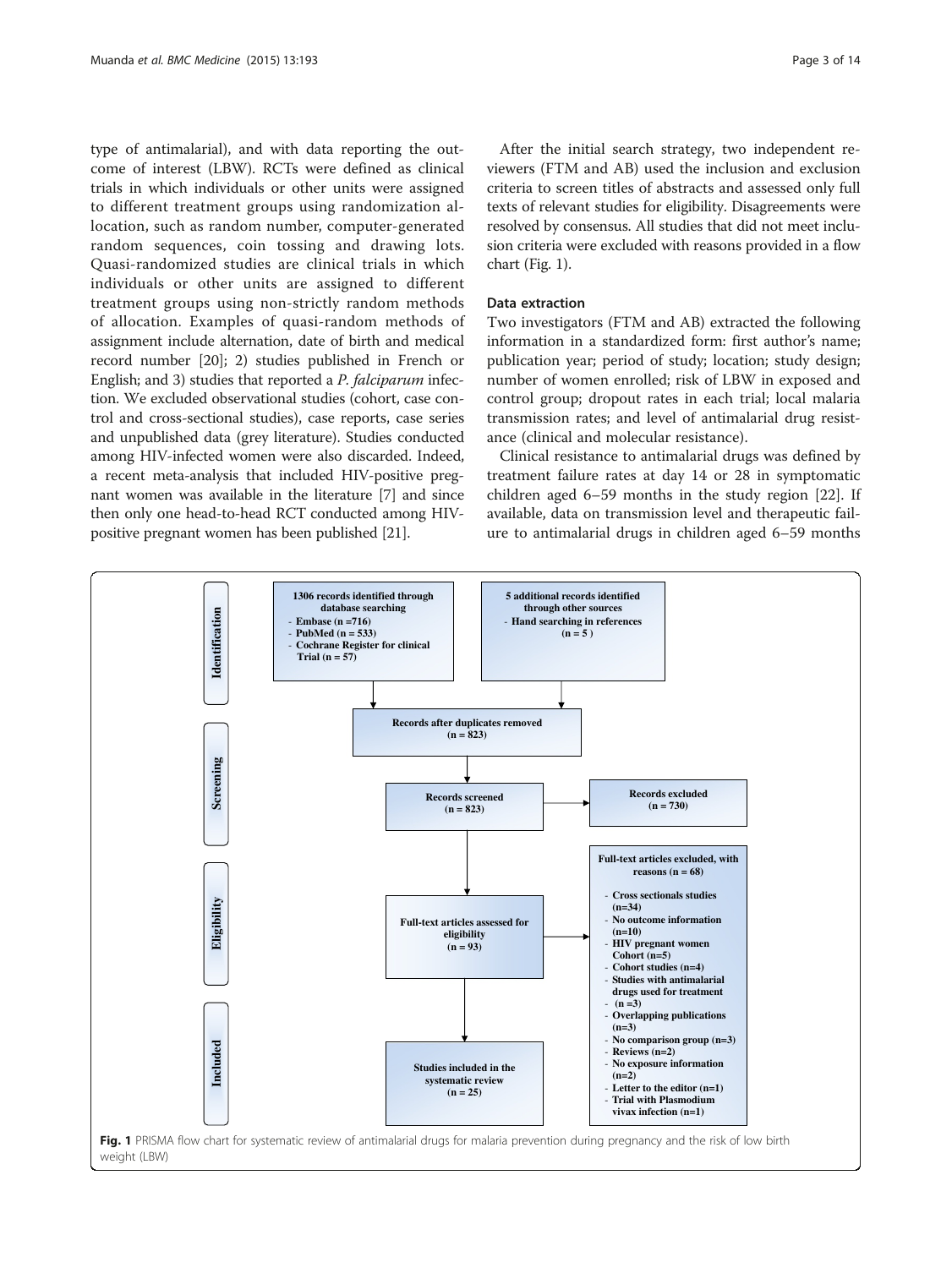type of antimalarial), and with data reporting the outcome of interest (LBW). RCTs were defined as clinical trials in which individuals or other units were assigned to different treatment groups using randomization allocation, such as random number, computer-generated random sequences, coin tossing and drawing lots. Quasi-randomized studies are clinical trials in which individuals or other units are assigned to different treatment groups using non-strictly random methods of allocation. Examples of quasi-random methods of assignment include alternation, date of birth and medical record number [20]; 2) studies published in French or English; and 3) studies that reported a *P. falciparum* infection. We excluded observational studies (cohort, case control and cross-sectional studies), case reports, case series and unpublished data (grey literature). Studies conducted among HIV-infected women were also discarded. Indeed, a recent meta-analysis that included HIV-positive pregnant women was available in the literature [7] and since then only one head-to-head RCT conducted among HIV-positive pregnant women has been published [21].

After the initial search strategy, two independent reviewers (FTM and AB) used the inclusion and exclusion criteria to screen titles of abstracts and assessed only full texts of relevant studies for eligibility. Disagreements were resolved by consensus. All studies that did not meet inclusion criteria were excluded with reasons provided in a flow chart (Fig. 1).

### Data extraction

Two investigators (FTM and AB) extracted the following information in a standardized form: first author's name; publication year; period of study; location; study design; number of women enrolled; risk of LBW in exposed and control group; dropout rates in each trial; local malaria transmission rates; and level of antimalarial drug resistance (clinical and molecular resistance).

Clinical resistance to antimalarial drugs was defined by treatment failure rates at day 14 or 28 in symptomatic children aged 6–59 months in the study region [22]. If available, data on transmission level and therapeutic failure to antimalarial drugs in children aged 6–59 months

**Identification**

1306 records identified through database searching
- Embase (n =716)
- PubMed (n = 533)
- Cochrane Register for clinical Trial (n = 57)

5 additional records identified through other sources
- Hand searching in references (n = 5 )

**Screening**

Records after duplicates removed (n = 823)

Records screened (n = 823)

Records excluded (n = 730)

**Eligibility**

Full-text articles assessed for eligibility (n = 93)

Full-text articles excluded, with reasons (n = 68)
- Cross sectionals studies (n=34)
- No outcome information (n=10)
- HIV pregnant women Cohort (n=5)
- Cohort studies (n=4)
- Studies with antimalarial drugs used for treatment (n =3)
- Overlapping publications (n=3)
- No comparison group (n=3)
- Reviews (n=2)
- No exposure information (n=2)
- Letter to the editor (n=1)
- Trial with Plasmodium vivax infection (n=1)

**Included**

Studies included in the systematic review (n = 25)

**Fig. 1** PRISMA flow chart for systematic review of antimalarial drugs for malaria prevention during pregnancy and the risk of low birth weight (LBW)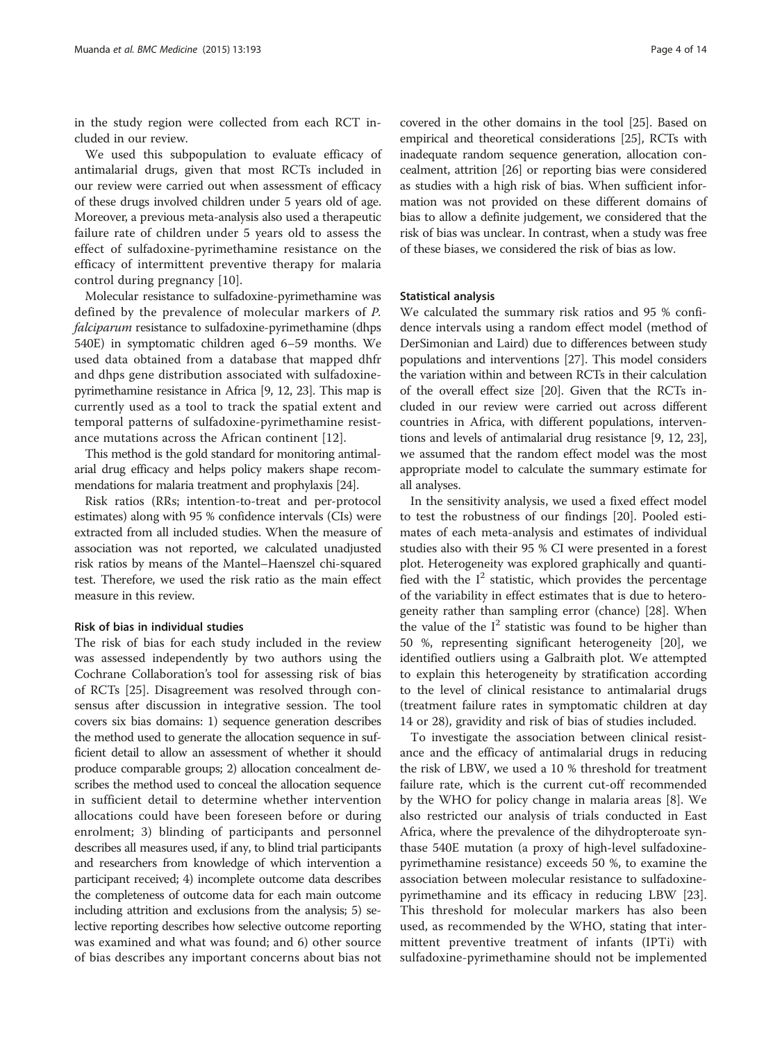in the study region were collected from each RCT included in our review.

We used this subpopulation to evaluate efficacy of antimalarial drugs, given that most RCTs included in our review were carried out when assessment of efficacy of these drugs involved children under 5 years old of age. Moreover, a previous meta-analysis also used a therapeutic failure rate of children under 5 years old to assess the effect of sulfadoxine-pyrimethamine resistance on the efficacy of intermittent preventive therapy for malaria control during pregnancy [10].

Molecular resistance to sulfadoxine-pyrimethamine was defined by the prevalence of molecular markers of *P. falciparum* resistance to sulfadoxine-pyrimethamine (dhps 540E) in symptomatic children aged 6–59 months. We used data obtained from a database that mapped dhfr and dhps gene distribution associated with sulfadoxine-pyrimethamine resistance in Africa [9, 12, 23]. This map is currently used as a tool to track the spatial extent and temporal patterns of sulfadoxine-pyrimethamine resistance mutations across the African continent [12].

This method is the gold standard for monitoring antimalarial drug efficacy and helps policy makers shape recommendations for malaria treatment and prophylaxis [24].

Risk ratios (RRs; intention-to-treat and per-protocol estimates) along with 95 % confidence intervals (CIs) were extracted from all included studies. When the measure of association was not reported, we calculated unadjusted risk ratios by means of the Mantel–Haenszel chi-squared test. Therefore, we used the risk ratio as the main effect measure in this review.

### Risk of bias in individual studies

The risk of bias for each study included in the review was assessed independently by two authors using the Cochrane Collaboration's tool for assessing risk of bias of RCTs [25]. Disagreement was resolved through consensus after discussion in integrative session. The tool covers six bias domains: 1) sequence generation describes the method used to generate the allocation sequence in sufficient detail to allow an assessment of whether it should produce comparable groups; 2) allocation concealment describes the method used to conceal the allocation sequence in sufficient detail to determine whether intervention allocations could have been foreseen before or during enrolment; 3) blinding of participants and personnel describes all measures used, if any, to blind trial participants and researchers from knowledge of which intervention a participant received; 4) incomplete outcome data describes the completeness of outcome data for each main outcome including attrition and exclusions from the analysis; 5) selective reporting describes how selective outcome reporting was examined and what was found; and 6) other source of bias describes any important concerns about bias not covered in the other domains in the tool [25]. Based on empirical and theoretical considerations [25], RCTs with inadequate random sequence generation, allocation concealment, attrition [26] or reporting bias were considered as studies with a high risk of bias. When sufficient information was not provided on these different domains of bias to allow a definite judgement, we considered that the risk of bias was unclear. In contrast, when a study was free of these biases, we considered the risk of bias as low.

### Statistical analysis

We calculated the summary risk ratios and 95 % confidence intervals using a random effect model (method of DerSimonian and Laird) due to differences between study populations and interventions [27]. This model considers the variation within and between RCTs in their calculation of the overall effect size [20]. Given that the RCTs included in our review were carried out across different countries in Africa, with different populations, interventions and levels of antimalarial drug resistance [9, 12, 23], we assumed that the random effect model was the most appropriate model to calculate the summary estimate for all analyses.

In the sensitivity analysis, we used a fixed effect model to test the robustness of our findings [20]. Pooled estimates of each meta-analysis and estimates of individual studies also with their 95 % CI were presented in a forest plot. Heterogeneity was explored graphically and quantified with the $I^2$ statistic, which provides the percentage of the variability in effect estimates that is due to heterogeneity rather than sampling error (chance) [28]. When the value of the $I^2$ statistic was found to be higher than 50 %, representing significant heterogeneity [20], we identified outliers using a Galbraith plot. We attempted to explain this heterogeneity by stratification according to the level of clinical resistance to antimalarial drugs (treatment failure rates in symptomatic children at day 14 or 28), gravidity and risk of bias of studies included.

To investigate the association between clinical resistance and the efficacy of antimalarial drugs in reducing the risk of LBW, we used a 10 % threshold for treatment failure rate, which is the current cut-off recommended by the WHO for policy change in malaria areas [8]. We also restricted our analysis of trials conducted in East Africa, where the prevalence of the dihydropteroate synthase 540E mutation (a proxy of high-level sulfadoxine-pyrimethamine resistance) exceeds 50 %, to examine the association between molecular resistance to sulfadoxine-pyrimethamine and its efficacy in reducing LBW [23]. This threshold for molecular markers has also been used, as recommended by the WHO, stating that intermittent preventive treatment of infants (IPTi) with sulfadoxine-pyrimethamine should not be implemented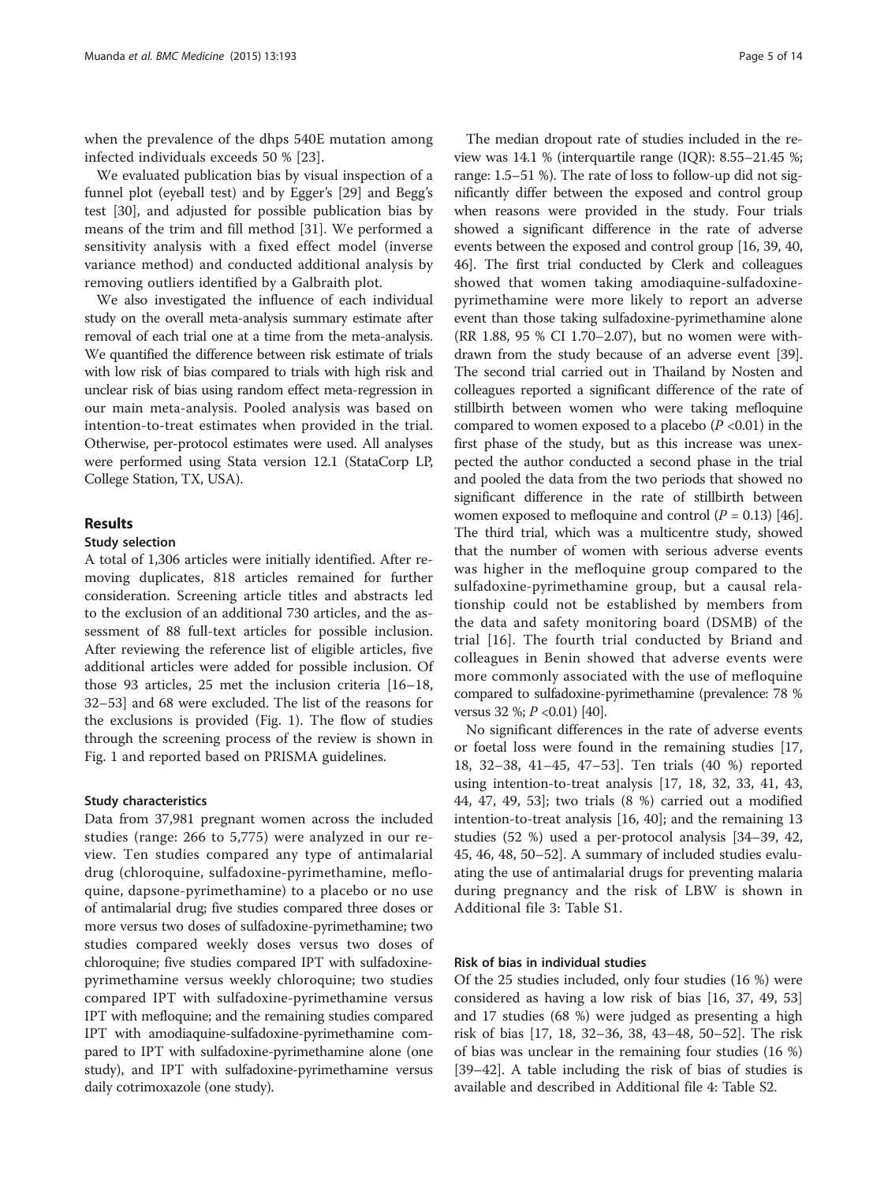when the prevalence of the dhps 540E mutation among infected individuals exceeds 50 % [23].

We evaluated publication bias by visual inspection of a funnel plot (eyeball test) and by Egger's [29] and Begg's test [30], and adjusted for possible publication bias by means of the trim and fill method [31]. We performed a sensitivity analysis with a fixed effect model (inverse variance method) and conducted additional analysis by removing outliers identified by a Galbraith plot.

We also investigated the influence of each individual study on the overall meta-analysis summary estimate after removal of each trial one at a time from the meta-analysis. We quantified the difference between risk estimate of trials with low risk of bias compared to trials with high risk and unclear risk of bias using random effect meta-regression in our main meta-analysis. Pooled analysis was based on intention-to-treat estimates when provided in the trial. Otherwise, per-protocol estimates were used. All analyses were performed using Stata version 12.1 (StataCorp LP, College Station, TX, USA).

## Results

### Study selection

A total of 1,306 articles were initially identified. After removing duplicates, 818 articles remained for further consideration. Screening article titles and abstracts led to the exclusion of an additional 730 articles, and the assessment of 88 full-text articles for possible inclusion. After reviewing the reference list of eligible articles, five additional articles were added for possible inclusion. Of those 93 articles, 25 met the inclusion criteria [16–18, 32–53] and 68 were excluded. The list of the reasons for the exclusions is provided (Fig. 1). The flow of studies through the screening process of the review is shown in Fig. 1 and reported based on PRISMA guidelines.

### Study characteristics

Data from 37,981 pregnant women across the included studies (range: 266 to 5,775) were analyzed in our review. Ten studies compared any type of antimalarial drug (chloroquine, sulfadoxine-pyrimethamine, mefloquine, dapsone-pyrimethamine) to a placebo or no use of antimalarial drug; five studies compared three doses or more versus two doses of sulfadoxine-pyrimethamine; two studies compared weekly doses versus two doses of chloroquine; five studies compared IPT with sulfadoxine-pyrimethamine versus weekly chloroquine; two studies compared IPT with sulfadoxine-pyrimethamine versus IPT with mefloquine; and the remaining studies compared IPT with amodiaquine-sulfadoxine-pyrimethamine compared to IPT with sulfadoxine-pyrimethamine alone (one study), and IPT with sulfadoxine-pyrimethamine versus daily cotrimoxazole (one study).

The median dropout rate of studies included in the review was 14.1 % (interquartile range (IQR): 8.55–21.45 %; range: 1.5–51 %). The rate of loss to follow-up did not significantly differ between the exposed and control group when reasons were provided in the study. Four trials showed a significant difference in the rate of adverse events between the exposed and control group [16, 39, 40, 46]. The first trial conducted by Clerk and colleagues showed that women taking amodiaquine-sulfadoxine-pyrimethamine were more likely to report an adverse event than those taking sulfadoxine-pyrimethamine alone (RR 1.88, 95 % CI 1.70–2.07), but no women were withdrawn from the study because of an adverse event [39]. The second trial carried out in Thailand by Nosten and colleagues reported a significant difference of the rate of stillbirth between women who were taking mefloquine compared to women exposed to a placebo ($P$ <0.01) in the first phase of the study, but as this increase was unexpected the author conducted a second phase in the trial and pooled the data from the two periods that showed no significant difference in the rate of stillbirth between women exposed to mefloquine and control ($P$ = 0.13) [46]. The third trial, which was a multicentre study, showed that the number of women with serious adverse events was higher in the mefloquine group compared to the sulfadoxine-pyrimethamine group, but a causal relationship could not be established by members from the data and safety monitoring board (DSMB) of the trial [16]. The fourth trial conducted by Briand and colleagues in Benin showed that adverse events were more commonly associated with the use of mefloquine compared to sulfadoxine-pyrimethamine (prevalence: 78 % versus 32 %; $P$ <0.01) [40].

No significant differences in the rate of adverse events or foetal loss were found in the remaining studies [17, 18, 32–38, 41–45, 47–53]. Ten trials (40 %) reported using intention-to-treat analysis [17, 18, 32, 33, 41, 43, 44, 47, 49, 53]; two trials (8 %) carried out a modified intention-to-treat analysis [16, 40]; and the remaining 13 studies (52 %) used a per-protocol analysis [34–39, 42, 45, 46, 48, 50–52]. A summary of included studies evaluating the use of antimalarial drugs for preventing malaria during pregnancy and the risk of LBW is shown in Additional file 3: Table S1.

### Risk of bias in individual studies

Of the 25 studies included, only four studies (16 %) were considered as having a low risk of bias [16, 37, 49, 53] and 17 studies (68 %) were judged as presenting a high risk of bias [17, 18, 32–36, 38, 43–48, 50–52]. The risk of bias was unclear in the remaining four studies (16 %) [39–42]. A table including the risk of bias of studies is available and described in Additional file 4: Table S2.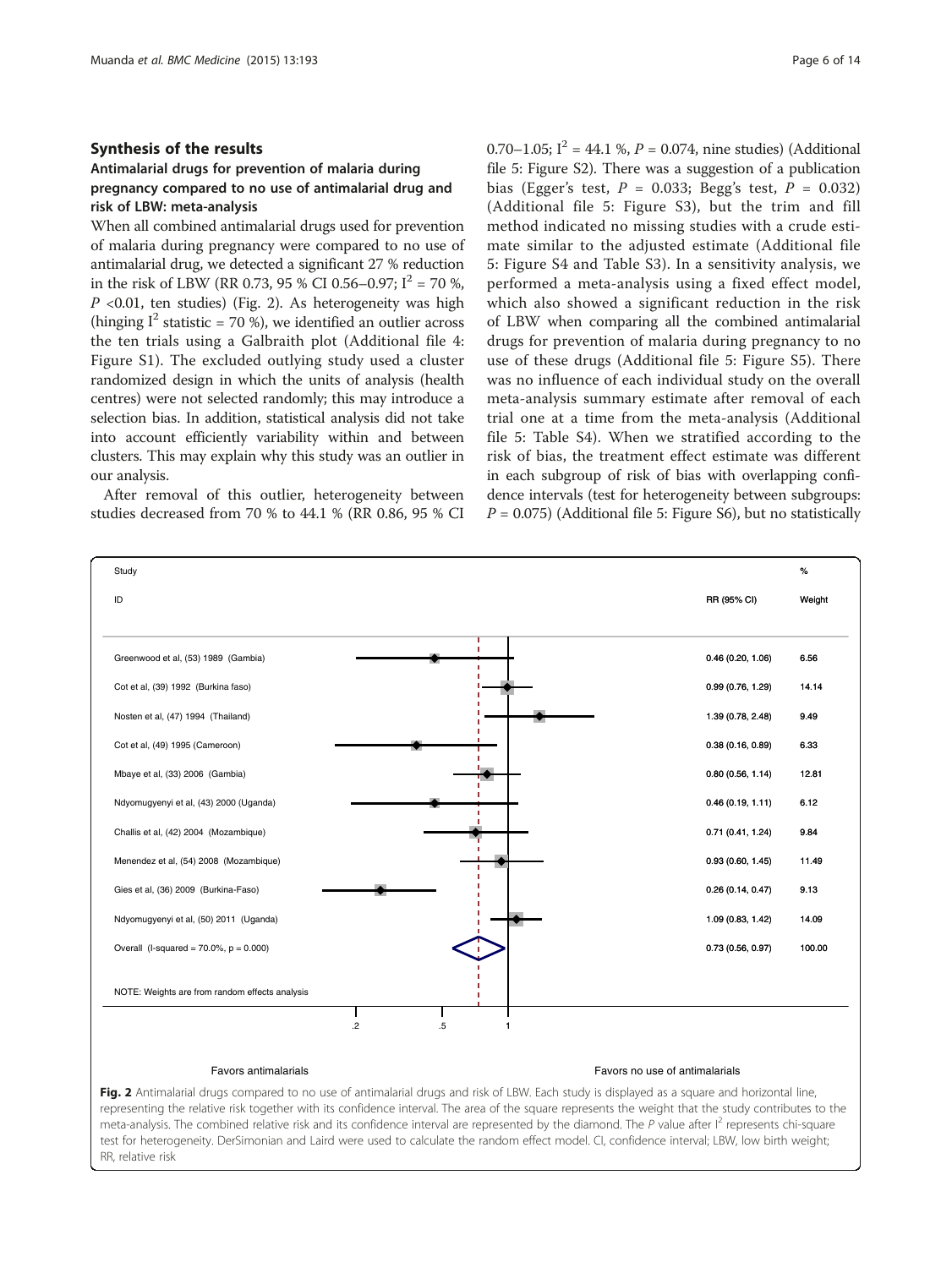## Synthesis of the results

### Antimalarial drugs for prevention of malaria during pregnancy compared to no use of antimalarial drug and risk of LBW: meta-analysis

When all combined antimalarial drugs used for prevention of malaria during pregnancy were compared to no use of antimalarial drug, we detected a significant 27 % reduction in the risk of LBW (RR 0.73, 95 % CI 0.56–0.97; $I^2$ = 70 %, $P$ <0.01, ten studies) (Fig. 2). As heterogeneity was high (hinging $I^2$ statistic = 70 %), we identified an outlier across the ten trials using a Galbraith plot (Additional file 4: Figure S1). The excluded outlying study used a cluster randomized design in which the units of analysis (health centres) were not selected randomly; this may introduce a selection bias. In addition, statistical analysis did not take into account efficiently variability within and between clusters. This may explain why this study was an outlier in our analysis.

After removal of this outlier, heterogeneity between studies decreased from 70 % to 44.1 % (RR 0.86, 95 % CI 0.70–1.05; $I^2$ = 44.1 %, $P$ = 0.074, nine studies) (Additional file 5: Figure S2). There was a suggestion of a publication bias (Egger's test, $P$ = 0.033; Begg's test, $P$ = 0.032) (Additional file 5: Figure S3), but the trim and fill method indicated no missing studies with a crude estimate similar to the adjusted estimate (Additional file 5: Figure S4 and Table S3). In a sensitivity analysis, we performed a meta-analysis using a fixed effect model, which also showed a significant reduction in the risk of LBW when comparing all the combined antimalarial drugs for prevention of malaria during pregnancy to no use of these drugs (Additional file 5: Figure S5). There was no influence of each individual study on the overall meta-analysis summary estimate after removal of each trial one at a time from the meta-analysis (Additional file 5: Table S4). When we stratified according to the risk of bias, the treatment effect estimate was different in each subgroup of risk of bias with overlapping confidence intervals (test for heterogeneity between subgroups: $P$ = 0.075) (Additional file 5: Figure S6), but no statistically

| Study ID | RR (95% CI) | % Weight |
|---|---|---|
| Greenwood et al, (53) 1989 (Gambia) | 0.46 (0.20, 1.06) | 6.56 |
| Cot et al, (39) 1992 (Burkina faso) | 0.99 (0.76, 1.29) | 14.14 |
| Nosten et al, (47) 1994 (Thailand) | 1.39 (0.78, 2.48) | 9.49 |
| Cot et al, (49) 1995 (Cameroon) | 0.38 (0.16, 0.89) | 6.33 |
| Mbaye et al, (33) 2006 (Gambia) | 0.80 (0.56, 1.14) | 12.81 |
| Ndyomugyenyi et al, (43) 2000 (Uganda) | 0.46 (0.19, 1.11) | 6.12 |
| Challis et al, (42) 2004 (Mozambique) | 0.71 (0.41, 1.24) | 9.84 |
| Menendez et al, (54) 2008 (Mozambique) | 0.93 (0.60, 1.45) | 11.49 |
| Gies et al, (36) 2009 (Burkina-Faso) | 0.26 (0.14, 0.47) | 9.13 |
| Ndyomugyenyi et al, (50) 2011 (Uganda) | 1.09 (0.83, 1.42) | 14.09 |
| Overall (I-squared = 70.0%, p = 0.000) | 0.73 (0.56, 0.97) | 100.00 |

NOTE: Weights are from random effects analysis

Favors antimalarials | Favors no use of antimalarials

**Fig. 2** Antimalarial drugs compared to no use of antimalarial drugs and risk of LBW. Each study is displayed as a square and horizontal line, representing the relative risk together with its confidence interval. The area of the square represents the weight that the study contributes to the meta-analysis. The combined relative risk and its confidence interval are represented by the diamond. The $P$ value after $I^2$ represents chi-square test for heterogeneity. DerSimonian and Laird were used to calculate the random effect model. CI, confidence interval; LBW, low birth weight; RR, relative risk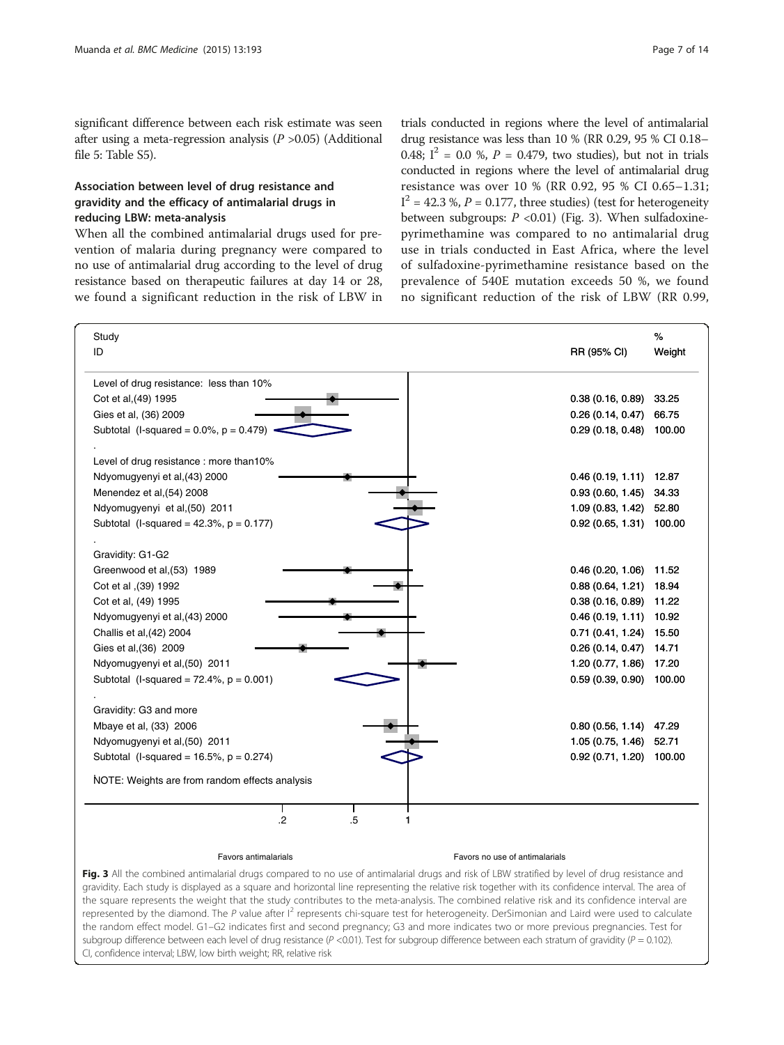significant difference between each risk estimate was seen after using a meta-regression analysis ($P$ >0.05) (Additional file 5: Table S5).

### Association between level of drug resistance and gravidity and the efficacy of antimalarial drugs in reducing LBW: meta-analysis

When all the combined antimalarial drugs used for prevention of malaria during pregnancy were compared to no use of antimalarial drug according to the level of drug resistance based on therapeutic failures at day 14 or 28, we found a significant reduction in the risk of LBW in trials conducted in regions where the level of antimalarial drug resistance was less than 10 % (RR 0.29, 95 % CI 0.18–0.48; $I^2$ = 0.0 %, $P$ = 0.479, two studies), but not in trials conducted in regions where the level of antimalarial drug resistance was over 10 % (RR 0.92, 95 % CI 0.65–1.31; $I^2$ = 42.3 %, $P$ = 0.177, three studies) (test for heterogeneity between subgroups: $P$ <0.01) (Fig. 3). When sulfadoxine-pyrimethamine was compared to no antimalarial drug use in trials conducted in East Africa, where the level of sulfadoxine-pyrimethamine resistance based on the prevalence of 540E mutation exceeds 50 %, we found no significant reduction of the risk of LBW (RR 0.99,

| Study ID | RR (95% CI) | % Weight |
|---|---|---|
| **Level of drug resistance: less than 10%** | | |
| Cot et al,(49) 1995 | 0.38 (0.16, 0.89) | 33.25 |
| Gies et al, (36) 2009 | 0.26 (0.14, 0.47) | 66.75 |
| Subtotal (I-squared = 0.0%, p = 0.479) | 0.29 (0.18, 0.48) | 100.00 |
| **Level of drug resistance : more than10%** | | |
| Ndyomugyenyi et al,(43) 2000 | 0.46 (0.19, 1.11) | 12.87 |
| Menendez et al,(54) 2008 | 0.93 (0.60, 1.45) | 34.33 |
| Ndyomugyenyi et al,(50) 2011 | 1.09 (0.83, 1.42) | 52.80 |
| Subtotal (I-squared = 42.3%, p = 0.177) | 0.92 (0.65, 1.31) | 100.00 |
| **Gravidity: G1-G2** | | |
| Greenwood et al,(53) 1989 | 0.46 (0.20, 1.06) | 11.52 |
| Cot et al ,(39) 1992 | 0.88 (0.64, 1.21) | 18.94 |
| Cot et al, (49) 1995 | 0.38 (0.16, 0.89) | 11.22 |
| Ndyomugyenyi et al,(43) 2000 | 0.46 (0.19, 1.11) | 10.92 |
| Challis et al,(42) 2004 | 0.71 (0.41, 1.24) | 15.50 |
| Gies et al,(36) 2009 | 0.26 (0.14, 0.47) | 14.71 |
| Ndyomugyenyi et al,(50) 2011 | 1.20 (0.77, 1.86) | 17.20 |
| Subtotal (I-squared = 72.4%, p = 0.001) | 0.59 (0.39, 0.90) | 100.00 |
| **Gravidity: G3 and more** | | |
| Mbaye et al, (33) 2006 | 0.80 (0.56, 1.14) | 47.29 |
| Ndyomugyenyi et al,(50) 2011 | 1.05 (0.75, 1.46) | 52.71 |
| Subtotal (I-squared = 16.5%, p = 0.274) | 0.92 (0.71, 1.20) | 100.00 |

NOTE: Weights are from random effects analysis

Favors antimalarials — Favors no use of antimalarials

**Fig. 3** All the combined antimalarial drugs compared to no use of antimalarial drugs and risk of LBW stratified by level of drug resistance and gravidity. Each study is displayed as a square and horizontal line representing the relative risk together with its confidence interval. The area of the square represents the weight that the study contributes to the meta-analysis. The combined relative risk and its confidence interval are represented by the diamond. The $P$ value after $I^2$ represents chi-square test for heterogeneity. DerSimonian and Laird were used to calculate the random effect model. G1–G2 indicates first and second pregnancy; G3 and more indicates two or more previous pregnancies. Test for subgroup difference between each level of drug resistance ($P$ <0.01). Test for subgroup difference between each stratum of gravidity ($P$ = 0.102). CI, confidence interval; LBW, low birth weight; RR, relative risk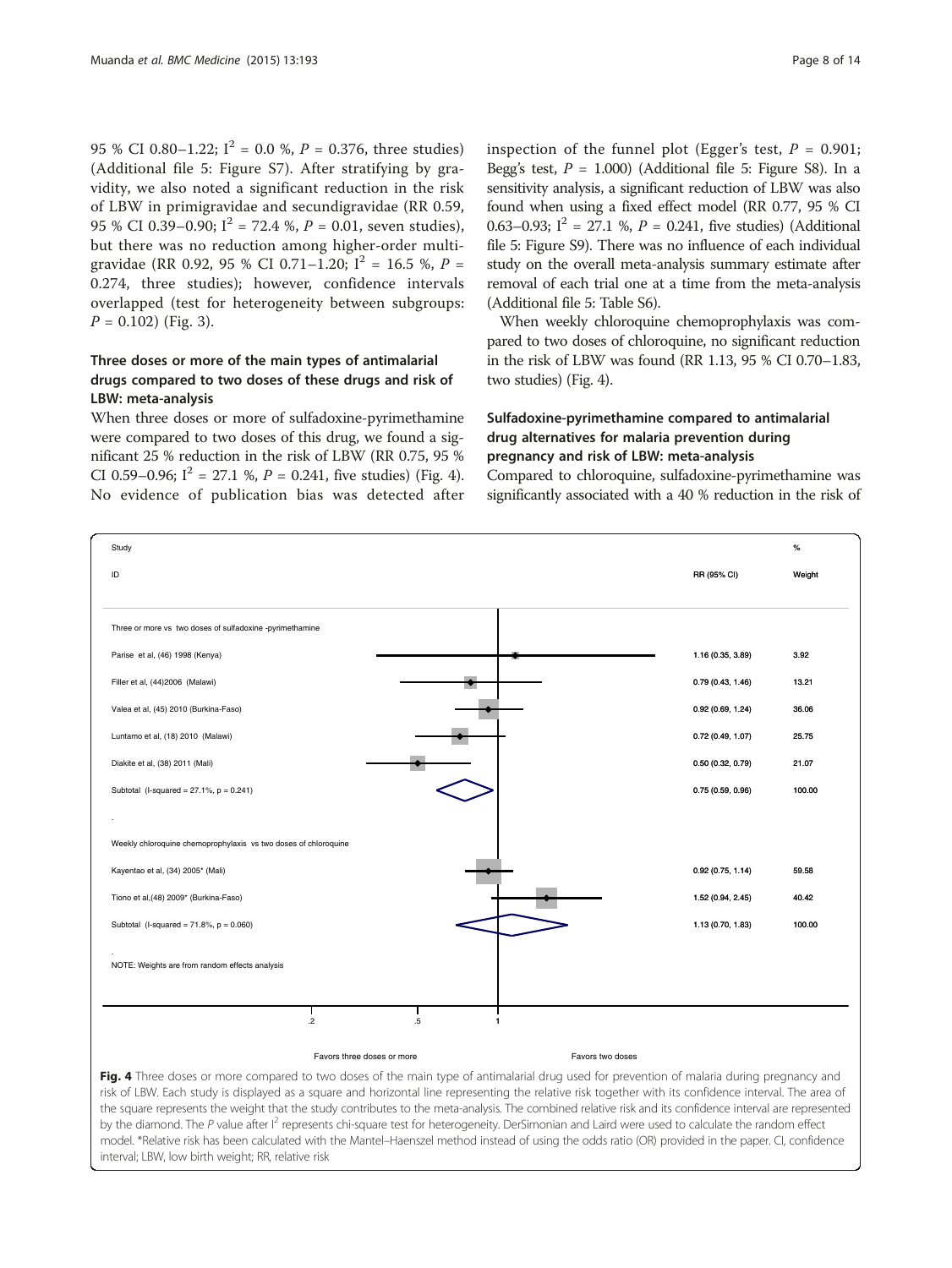95 % CI 0.80–1.22; $I^2$ = 0.0 %, $P$ = 0.376, three studies) (Additional file 5: Figure S7). After stratifying by gravidity, we also noted a significant reduction in the risk of LBW in primigravidae and secundigravidae (RR 0.59, 95 % CI 0.39–0.90; $I^2$ = 72.4 %, $P$ = 0.01, seven studies), but there was no reduction among higher-order multigravidae (RR 0.92, 95 % CI 0.71–1.20; $I^2$ = 16.5 %, $P$ = 0.274, three studies); however, confidence intervals overlapped (test for heterogeneity between subgroups: $P$ = 0.102) (Fig. 3).

### Three doses or more of the main types of antimalarial drugs compared to two doses of these drugs and risk of LBW: meta-analysis

When three doses or more of sulfadoxine-pyrimethamine were compared to two doses of this drug, we found a significant 25 % reduction in the risk of LBW (RR 0.75, 95 % CI 0.59–0.96; $I^2$ = 27.1 %, $P$ = 0.241, five studies) (Fig. 4). No evidence of publication bias was detected after inspection of the funnel plot (Egger's test, $P$ = 0.901; Begg's test, $P$ = 1.000) (Additional file 5: Figure S8). In a sensitivity analysis, a significant reduction of LBW was also found when using a fixed effect model (RR 0.77, 95 % CI 0.63–0.93; $I^2$ = 27.1 %, $P$ = 0.241, five studies) (Additional file 5: Figure S9). There was no influence of each individual study on the overall meta-analysis summary estimate after removal of each trial one at a time from the meta-analysis (Additional file 5: Table S6).

When weekly chloroquine chemoprophylaxis was compared to two doses of chloroquine, no significant reduction in the risk of LBW was found (RR 1.13, 95 % CI 0.70–1.83, two studies) (Fig. 4).

### Sulfadoxine-pyrimethamine compared to antimalarial drug alternatives for malaria prevention during pregnancy and risk of LBW: meta-analysis

Compared to chloroquine, sulfadoxine-pyrimethamine was significantly associated with a 40 % reduction in the risk of

| Study ID | RR (95% CI) | % Weight |
|---|---|---|
| **Three or more vs two doses of sulfadoxine -pyrimethamine** | | |
| Parise et al, (46) 1998 (Kenya) | 1.16 (0.35, 3.89) | 3.92 |
| Filler et al, (44)2006 (Malawi) | 0.79 (0.43, 1.46) | 13.21 |
| Valea et al, (45) 2010 (Burkina-Faso) | 0.92 (0.69, 1.24) | 36.06 |
| Luntamo et al, (18) 2010 (Malawi) | 0.72 (0.49, 1.07) | 25.75 |
| Diakite et al, (38) 2011 (Mali) | 0.50 (0.32, 0.79) | 21.07 |
| Subtotal (I-squared = 27.1%, p = 0.241) | 0.75 (0.59, 0.96) | 100.00 |
| **Weekly chloroquine chemoprophylaxis vs two doses of chloroquine** | | |
| Kayentao et al, (34) 2005* (Mali) | 0.92 (0.75, 1.14) | 59.58 |
| Tiono et al,(48) 2009* (Burkina-Faso) | 1.52 (0.94, 2.45) | 40.42 |
| Subtotal (I-squared = 71.8%, p = 0.060) | 1.13 (0.70, 1.83) | 100.00 |

NOTE: Weights are from random effects analysis

Axis: .2 | .5 | 1 — Favors three doses or more / Favors two doses

**Fig. 4** Three doses or more compared to two doses of the main type of antimalarial drug used for prevention of malaria during pregnancy and risk of LBW. Each study is displayed as a square and horizontal line representing the relative risk together with its confidence interval. The area of the square represents the weight that the study contributes to the meta-analysis. The combined relative risk and its confidence interval are represented by the diamond. The $P$ value after $I^2$ represents chi-square test for heterogeneity. DerSimonian and Laird were used to calculate the random effect model. *Relative risk has been calculated with the Mantel–Haenszel method instead of using the odds ratio (OR) provided in the paper. CI, confidence interval; LBW, low birth weight; RR, relative risk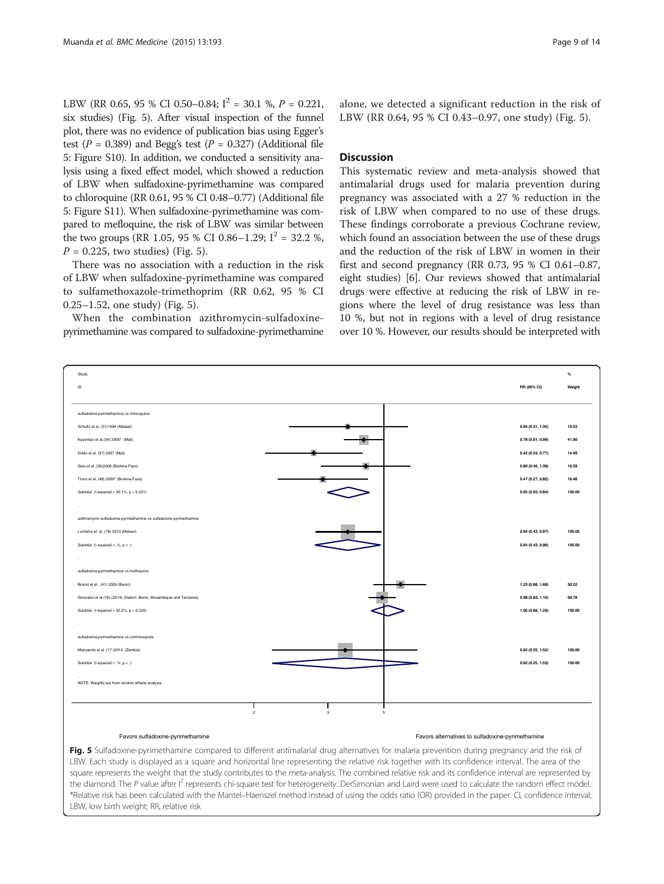LBW (RR 0.65, 95 % CI 0.50–0.84; $I^2$ = 30.1 %, $P$ = 0.221, six studies) (Fig. 5). After visual inspection of the funnel plot, there was no evidence of publication bias using Egger's test ($P$ = 0.389) and Begg's test ($P$ = 0.327) (Additional file 5: Figure S10). In addition, we conducted a sensitivity analysis using a fixed effect model, which showed a reduction of LBW when sulfadoxine-pyrimethamine was compared to chloroquine (RR 0.61, 95 % CI 0.48–0.77) (Additional file 5: Figure S11). When sulfadoxine-pyrimethamine was compared to mefloquine, the risk of LBW was similar between the two groups (RR 1.05, 95 % CI 0.86–1.29; $I^2$ = 32.2 %, $P$ = 0.225, two studies) (Fig. 5).

There was no association with a reduction in the risk of LBW when sulfadoxine-pyrimethamine was compared to sulfamethoxazole-trimethoprim (RR 0.62, 95 % CI 0.25–1.52, one study) (Fig. 5).

When the combination azithromycin-sulfadoxine-pyrimethamine was compared to sulfadoxine-pyrimethamine alone, we detected a significant reduction in the risk of LBW (RR 0.64, 95 % CI 0.43–0.97, one study) (Fig. 5).

## Discussion

This systematic review and meta-analysis showed that antimalarial drugs used for malaria prevention during pregnancy was associated with a 27 % reduction in the risk of LBW when compared to no use of these drugs. These findings corroborate a previous Cochrane review, which found an association between the use of these drugs and the reduction of the risk of LBW in women in their first and second pregnancy (RR 0.73, 95 % CI 0.61–0.87, eight studies) [6]. Our reviews showed that antimalarial drugs were effective at reducing the risk of LBW in regions where the level of drug resistance was less than 10 %, but not in regions with a level of drug resistance over 10 %. However, our results should be interpreted with

| Study ID | RR (95% CI) | % Weight |
|---|---|---|
| **sulfadoxine-pyrimethamine vs chloroquine** | | |
| Schultz et al, (51)1994 (Malawi) | 0.64 (0.31, 1.35) | 10.53 |
| Kayentao et al,(34) 2005* (Mali) | 0.78 (0.61, 0.99) | 41.90 |
| Diallo et al, (37) 2007 (Mali) | 0.42 (0.23, 0.77) | 14.49 |
| Gies et al ,(35)2008 (Burkina-Faso) | 0.80 (0.46, 1.39) | 16.59 |
| Tiono et al, (48) 2009* (Burkina-Faso) | 0.47 (0.27, 0.82) | 16.48 |
| Subtotal (I-squared = 30.1%, p = 0.221) | 0.65 (0.50, 0.84) | 100.00 |
| **azithromycin-sulfadoxine-pyrimethamine vs sulfadoxine-pyrimethamine** | | |
| Luntamo et al, (18) 2010 (Malawi) | 0.64 (0.43, 0.97) | 100.00 |
| Subtotal (I-squared = .%, p = .) | 0.64 (0.43, 0.96) | 100.00 |
| **sulfadoxine-pyrimethamine vs mefloquine** | | |
| Briand et al , (41) 2009 (Benin) | 1.23 (0.88, 1.69) | 30.22 |
| Gonzalez et al,(16) (2014) (Gabon, Benin, Mozambique and Tanzania) | 0.98 (0.83, 1.16) | 69.78 |
| Subtotal (I-squared = 32.2%, p = 0.225) | 1.05 (0.86, 1.29) | 100.00 |
| **sulfadoxine-pyrimethamine vs cotrimoxazole** | | |
| Manyando et al ,(17 )2014 (Zambia) | 0.62 (0.25, 1.52) | 100.00 |
| Subtotal (I-squared = .%, p = .) | 0.62 (0.25, 1.53) | 100.00 |

NOTE: Weights are from random effects analysis

Favors sulfadoxine-pyrimethamine — Favors alternatives to sulfadoxine-pyrimethamine

**Fig. 5** Sulfadoxine-pyrimethamine compared to different antimalarial drug alternatives for malaria prevention during pregnancy and the risk of LBW. Each study is displayed as a square and horizontal line representing the relative risk together with its confidence interval. The area of the square represents the weight that the study contributes to the meta-analysis. The combined relative risk and its confidence interval are represented by the diamond. The $P$ value after $I^2$ represents chi-square test for heterogeneity. DerSimonian and Laird were used to calculate the random effect model. *Relative risk has been calculated with the Mantel–Haenszel method instead of using the odds ratio (OR) provided in the paper. CI, confidence interval; LBW, low birth weight; RR, relative risk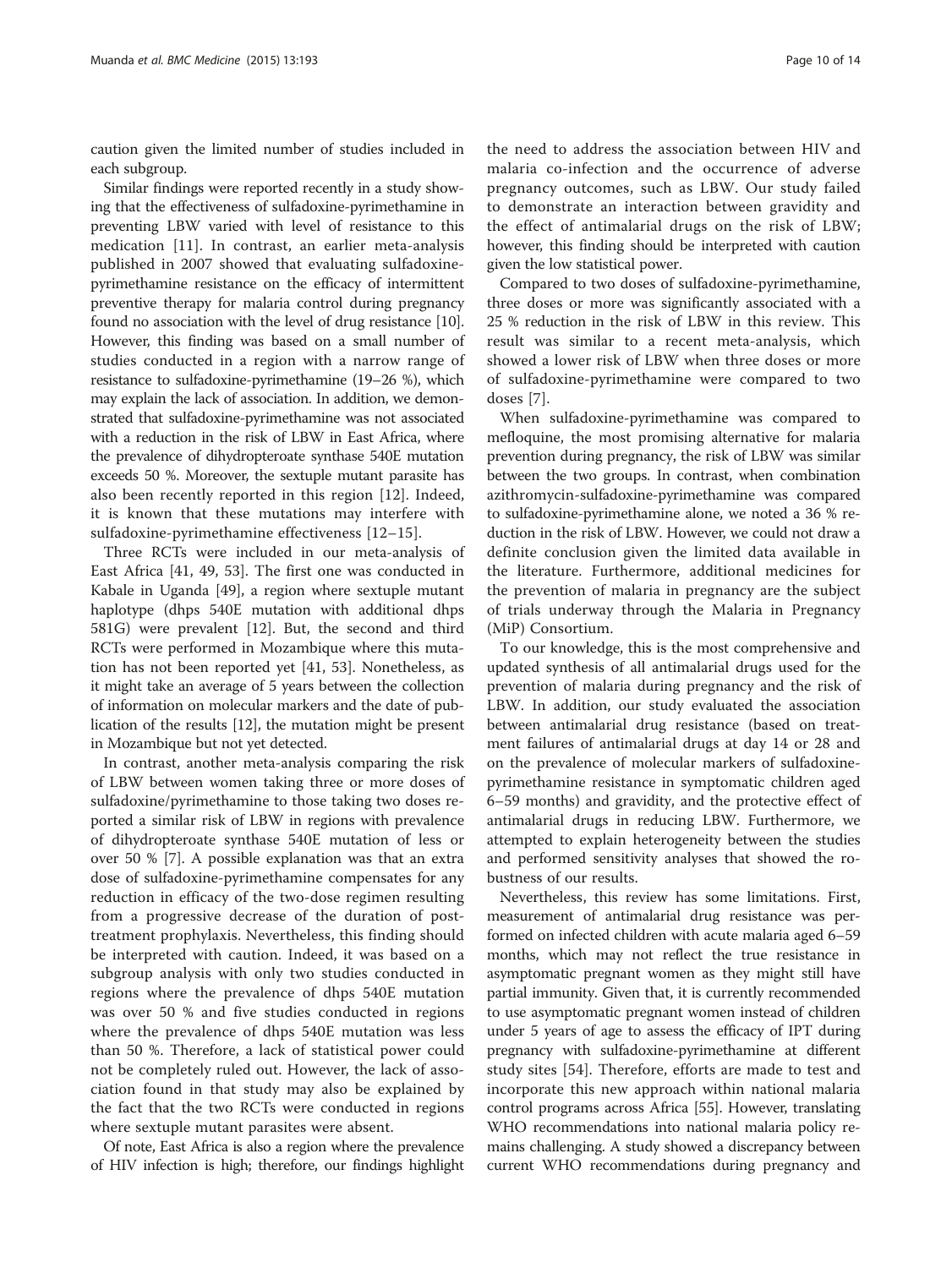caution given the limited number of studies included in each subgroup.

Similar findings were reported recently in a study showing that the effectiveness of sulfadoxine-pyrimethamine in preventing LBW varied with level of resistance to this medication [11]. In contrast, an earlier meta-analysis published in 2007 showed that evaluating sulfadoxine-pyrimethamine resistance on the efficacy of intermittent preventive therapy for malaria control during pregnancy found no association with the level of drug resistance [10]. However, this finding was based on a small number of studies conducted in a region with a narrow range of resistance to sulfadoxine-pyrimethamine (19–26 %), which may explain the lack of association. In addition, we demonstrated that sulfadoxine-pyrimethamine was not associated with a reduction in the risk of LBW in East Africa, where the prevalence of dihydropteroate synthase 540E mutation exceeds 50 %. Moreover, the sextuple mutant parasite has also been recently reported in this region [12]. Indeed, it is known that these mutations may interfere with sulfadoxine-pyrimethamine effectiveness [12–15].

Three RCTs were included in our meta-analysis of East Africa [41, 49, 53]. The first one was conducted in Kabale in Uganda [49], a region where sextuple mutant haplotype (dhps 540E mutation with additional dhps 581G) were prevalent [12]. But, the second and third RCTs were performed in Mozambique where this mutation has not been reported yet [41, 53]. Nonetheless, as it might take an average of 5 years between the collection of information on molecular markers and the date of publication of the results [12], the mutation might be present in Mozambique but not yet detected.

In contrast, another meta-analysis comparing the risk of LBW between women taking three or more doses of sulfadoxine/pyrimethamine to those taking two doses reported a similar risk of LBW in regions with prevalence of dihydropteroate synthase 540E mutation of less or over 50 % [7]. A possible explanation was that an extra dose of sulfadoxine-pyrimethamine compensates for any reduction in efficacy of the two-dose regimen resulting from a progressive decrease of the duration of post-treatment prophylaxis. Nevertheless, this finding should be interpreted with caution. Indeed, it was based on a subgroup analysis with only two studies conducted in regions where the prevalence of dhps 540E mutation was over 50 % and five studies conducted in regions where the prevalence of dhps 540E mutation was less than 50 %. Therefore, a lack of statistical power could not be completely ruled out. However, the lack of association found in that study may also be explained by the fact that the two RCTs were conducted in regions where sextuple mutant parasites were absent.

Of note, East Africa is also a region where the prevalence of HIV infection is high; therefore, our findings highlight the need to address the association between HIV and malaria co-infection and the occurrence of adverse pregnancy outcomes, such as LBW. Our study failed to demonstrate an interaction between gravidity and the effect of antimalarial drugs on the risk of LBW; however, this finding should be interpreted with caution given the low statistical power.

Compared to two doses of sulfadoxine-pyrimethamine, three doses or more was significantly associated with a 25 % reduction in the risk of LBW in this review. This result was similar to a recent meta-analysis, which showed a lower risk of LBW when three doses or more of sulfadoxine-pyrimethamine were compared to two doses [7].

When sulfadoxine-pyrimethamine was compared to mefloquine, the most promising alternative for malaria prevention during pregnancy, the risk of LBW was similar between the two groups. In contrast, when combination azithromycin-sulfadoxine-pyrimethamine was compared to sulfadoxine-pyrimethamine alone, we noted a 36 % reduction in the risk of LBW. However, we could not draw a definite conclusion given the limited data available in the literature. Furthermore, additional medicines for the prevention of malaria in pregnancy are the subject of trials underway through the Malaria in Pregnancy (MiP) Consortium.

To our knowledge, this is the most comprehensive and updated synthesis of all antimalarial drugs used for the prevention of malaria during pregnancy and the risk of LBW. In addition, our study evaluated the association between antimalarial drug resistance (based on treatment failures of antimalarial drugs at day 14 or 28 and on the prevalence of molecular markers of sulfadoxine-pyrimethamine resistance in symptomatic children aged 6–59 months) and gravidity, and the protective effect of antimalarial drugs in reducing LBW. Furthermore, we attempted to explain heterogeneity between the studies and performed sensitivity analyses that showed the robustness of our results.

Nevertheless, this review has some limitations. First, measurement of antimalarial drug resistance was performed on infected children with acute malaria aged 6–59 months, which may not reflect the true resistance in asymptomatic pregnant women as they might still have partial immunity. Given that, it is currently recommended to use asymptomatic pregnant women instead of children under 5 years of age to assess the efficacy of IPT during pregnancy with sulfadoxine-pyrimethamine at different study sites [54]. Therefore, efforts are made to test and incorporate this new approach within national malaria control programs across Africa [55]. However, translating WHO recommendations into national malaria policy remains challenging. A study showed a discrepancy between current WHO recommendations during pregnancy and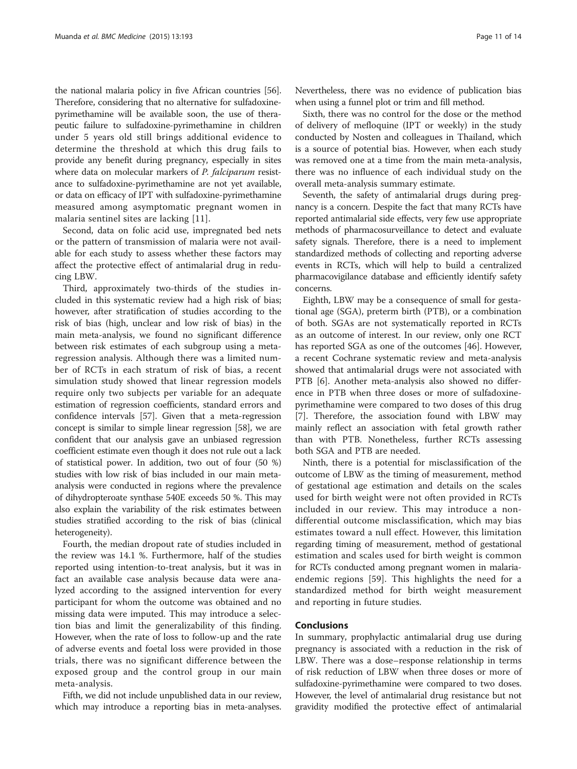the national malaria policy in five African countries [56]. Therefore, considering that no alternative for sulfadoxine-pyrimethamine will be available soon, the use of therapeutic failure to sulfadoxine-pyrimethamine in children under 5 years old still brings additional evidence to determine the threshold at which this drug fails to provide any benefit during pregnancy, especially in sites where data on molecular markers of *P. falciparum* resistance to sulfadoxine-pyrimethamine are not yet available, or data on efficacy of IPT with sulfadoxine-pyrimethamine measured among asymptomatic pregnant women in malaria sentinel sites are lacking [11].

Second, data on folic acid use, impregnated bed nets or the pattern of transmission of malaria were not available for each study to assess whether these factors may affect the protective effect of antimalarial drug in reducing LBW.

Third, approximately two-thirds of the studies included in this systematic review had a high risk of bias; however, after stratification of studies according to the risk of bias (high, unclear and low risk of bias) in the main meta-analysis, we found no significant difference between risk estimates of each subgroup using a meta-regression analysis. Although there was a limited number of RCTs in each stratum of risk of bias, a recent simulation study showed that linear regression models require only two subjects per variable for an adequate estimation of regression coefficients, standard errors and confidence intervals [57]. Given that a meta-regression concept is similar to simple linear regression [58], we are confident that our analysis gave an unbiased regression coefficient estimate even though it does not rule out a lack of statistical power. In addition, two out of four (50 %) studies with low risk of bias included in our main meta-analysis were conducted in regions where the prevalence of dihydropteroate synthase 540E exceeds 50 %. This may also explain the variability of the risk estimates between studies stratified according to the risk of bias (clinical heterogeneity).

Fourth, the median dropout rate of studies included in the review was 14.1 %. Furthermore, half of the studies reported using intention-to-treat analysis, but it was in fact an available case analysis because data were analyzed according to the assigned intervention for every participant for whom the outcome was obtained and no missing data were imputed. This may introduce a selection bias and limit the generalizability of this finding. However, when the rate of loss to follow-up and the rate of adverse events and foetal loss were provided in those trials, there was no significant difference between the exposed group and the control group in our main meta-analysis.

Fifth, we did not include unpublished data in our review, which may introduce a reporting bias in meta-analyses. Nevertheless, there was no evidence of publication bias when using a funnel plot or trim and fill method.

Sixth, there was no control for the dose or the method of delivery of mefloquine (IPT or weekly) in the study conducted by Nosten and colleagues in Thailand, which is a source of potential bias. However, when each study was removed one at a time from the main meta-analysis, there was no influence of each individual study on the overall meta-analysis summary estimate.

Seventh, the safety of antimalarial drugs during pregnancy is a concern. Despite the fact that many RCTs have reported antimalarial side effects, very few use appropriate methods of pharmacosurveillance to detect and evaluate safety signals. Therefore, there is a need to implement standardized methods of collecting and reporting adverse events in RCTs, which will help to build a centralized pharmacovigilance database and efficiently identify safety concerns.

Eighth, LBW may be a consequence of small for gestational age (SGA), preterm birth (PTB), or a combination of both. SGAs are not systematically reported in RCTs as an outcome of interest. In our review, only one RCT has reported SGA as one of the outcomes [46]. However, a recent Cochrane systematic review and meta-analysis showed that antimalarial drugs were not associated with PTB [6]. Another meta-analysis also showed no difference in PTB when three doses or more of sulfadoxine-pyrimethamine were compared to two doses of this drug [7]. Therefore, the association found with LBW may mainly reflect an association with fetal growth rather than with PTB. Nonetheless, further RCTs assessing both SGA and PTB are needed.

Ninth, there is a potential for misclassification of the outcome of LBW as the timing of measurement, method of gestational age estimation and details on the scales used for birth weight were not often provided in RCTs included in our review. This may introduce a non-differential outcome misclassification, which may bias estimates toward a null effect. However, this limitation regarding timing of measurement, method of gestational estimation and scales used for birth weight is common for RCTs conducted among pregnant women in malaria-endemic regions [59]. This highlights the need for a standardized method for birth weight measurement and reporting in future studies.

## Conclusions

In summary, prophylactic antimalarial drug use during pregnancy is associated with a reduction in the risk of LBW. There was a dose–response relationship in terms of risk reduction of LBW when three doses or more of sulfadoxine-pyrimethamine were compared to two doses. However, the level of antimalarial drug resistance but not gravidity modified the protective effect of antimalarial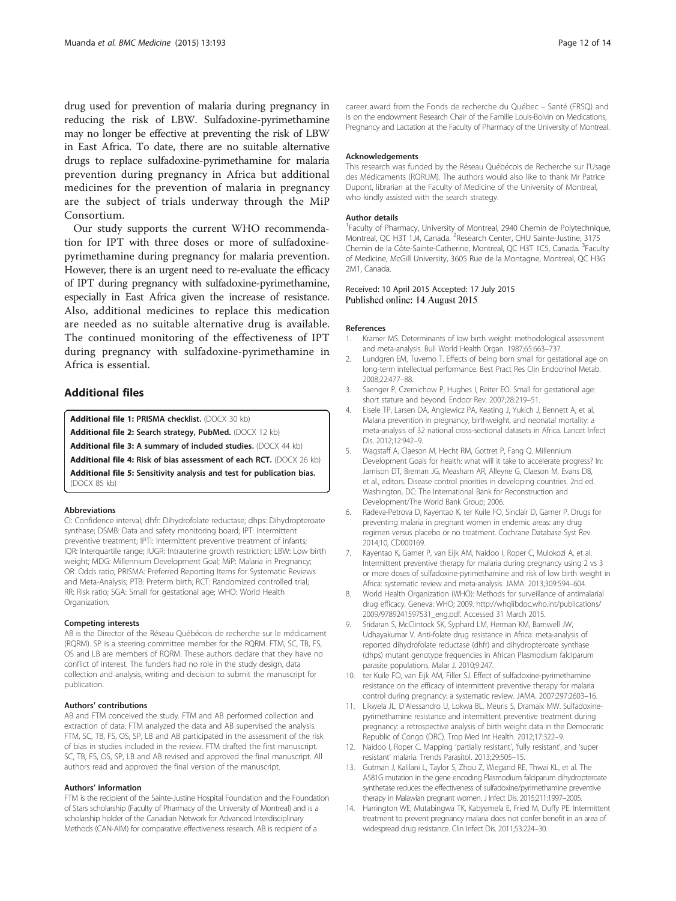drug used for prevention of malaria during pregnancy in reducing the risk of LBW. Sulfadoxine-pyrimethamine may no longer be effective at preventing the risk of LBW in East Africa. To date, there are no suitable alternative drugs to replace sulfadoxine-pyrimethamine for malaria prevention during pregnancy in Africa but additional medicines for the prevention of malaria in pregnancy are the subject of trials underway through the MiP Consortium.

Our study supports the current WHO recommendation for IPT with three doses or more of sulfadoxine-pyrimethamine during pregnancy for malaria prevention. However, there is an urgent need to re-evaluate the efficacy of IPT during pregnancy with sulfadoxine-pyrimethamine, especially in East Africa given the increase of resistance. Also, additional medicines to replace this medication are needed as no suitable alternative drug is available. The continued monitoring of the effectiveness of IPT during pregnancy with sulfadoxine-pyrimethamine in Africa is essential.

## Additional files

**Additional file 1: PRISMA checklist.** (DOCX 30 kb)

**Additional file 2: Search strategy, PubMed.** (DOCX 12 kb)

**Additional file 3: A summary of included studies.** (DOCX 44 kb)

**Additional file 4: Risk of bias assessment of each RCT.** (DOCX 26 kb)

**Additional file 5: Sensitivity analysis and test for publication bias.** (DOCX 85 kb)

#### Abbreviations

CI: Confidence interval; dhfr: Dihydrofolate reductase; dhps: Dihydropteroate synthase; DSMB: Data and safety monitoring board; IPT: Intermittent preventive treatment; IPTi: Intermittent preventive treatment of infants; IQR: Interquartile range; IUGR: Intrauterine growth restriction; LBW: Low birth weight; MDG: Millennium Development Goal; MiP: Malaria in Pregnancy; OR: Odds ratio; PRISMA: Preferred Reporting Items for Systematic Reviews and Meta-Analysis; PTB: Preterm birth; RCT: Randomized controlled trial; RR: Risk ratio; SGA: Small for gestational age; WHO: World Health Organization.

#### Competing interests

AB is the Director of the Réseau Québécois de recherche sur le médicament (RQRM). SP is a steering committee member for the RQRM. FTM, SC, TB, FS, OS and LB are members of RQRM. These authors declare that they have no conflict of interest. The funders had no role in the study design, data collection and analysis, writing and decision to submit the manuscript for publication.

#### Authors' contributions

AB and FTM conceived the study. FTM and AB performed collection and extraction of data. FTM analyzed the data and AB supervised the analysis. FTM, SC, TB, FS, OS, SP, LB and AB participated in the assessment of the risk of bias in studies included in the review. FTM drafted the first manuscript. SC, TB, FS, OS, SP, LB and AB revised and approved the final manuscript. All authors read and approved the final version of the manuscript.

#### Authors' information

FTM is the recipient of the Sainte-Justine Hospital Foundation and the Foundation of Stars scholarship (Faculty of Pharmacy of the University of Montreal) and is a scholarship holder of the Canadian Network for Advanced Interdisciplinary Methods (CAN-AIM) for comparative effectiveness research. AB is recipient of a career award from the Fonds de recherche du Québec – Santé (FRSQ) and is on the endowment Research Chair of the Famille Louis-Boivin on Medications, Pregnancy and Lactation at the Faculty of Pharmacy of the University of Montreal.

#### Acknowledgements

This research was funded by the Réseau Québécois de Recherche sur l'Usage des Médicaments (RQRUM). The authors would also like to thank Mr Patrice Dupont, librarian at the Faculty of Medicine of the University of Montreal, who kindly assisted with the search strategy.

#### Author details

[1]Faculty of Pharmacy, University of Montreal, 2940 Chemin de Polytechnique, Montreal, QC H3T 1J4, Canada. [2]Research Center, CHU Sainte-Justine, 3175 Chemin de la Côte-Sainte-Catherine, Montreal, QC H3T 1C5, Canada. [3]Faculty of Medicine, McGill University, 3605 Rue de la Montagne, Montreal, QC H3G 2M1, Canada.

Received: 10 April 2015 Accepted: 17 July 2015
Published online: 14 August 2015

#### References

1. Kramer MS. Determinants of low birth weight: methodological assessment and meta-analysis. Bull World Health Organ. 1987;65:663–737.
2. Lundgren EM, Tuvemo T. Effects of being born small for gestational age on long-term intellectual performance. Best Pract Res Clin Endocrinol Metab. 2008;22:477–88.
3. Saenger P, Czernichow P, Hughes I, Reiter EO. Small for gestational age: short stature and beyond. Endocr Rev. 2007;28:219–51.
4. Eisele TP, Larsen DA, Anglewicz PA, Keating J, Yukich J, Bennett A, et al. Malaria prevention in pregnancy, birthweight, and neonatal mortality: a meta-analysis of 32 national cross-sectional datasets in Africa. Lancet Infect Dis. 2012;12:942–9.
5. Wagstaff A, Claeson M, Hecht RM, Gottret P, Fang Q. Millennium Development Goals for health: what will it take to accelerate progress? In: Jamison DT, Breman JG, Measham AR, Alleyne G, Claeson M, Evans DB, et al., editors. Disease control priorities in developing countries. 2nd ed. Washington, DC: The International Bank for Reconstruction and Development/The World Bank Group; 2006.
6. Radeva-Petrova D, Kayentao K, ter Kuile FO, Sinclair D, Garner P. Drugs for preventing malaria in pregnant women in endemic areas: any drug regimen versus placebo or no treatment. Cochrane Database Syst Rev. 2014;10, CD000169.
7. Kayentao K, Garner P, van Eijk AM, Naidoo I, Roper C, Mulokozi A, et al. Intermittent preventive therapy for malaria during pregnancy using 2 vs 3 or more doses of sulfadoxine-pyrimethamine and risk of low birth weight in Africa: systematic review and meta-analysis. JAMA. 2013;309:594–604.
8. World Health Organization (WHO): Methods for surveillance of antimalarial drug efficacy. Geneva: WHO; 2009. http://whqlibdoc.who.int/publications/2009/9789241597531_eng.pdf. Accessed 31 March 2015.
9. Sridaran S, McClintock SK, Syphard LM, Herman KM, Barnwell JW, Udhayakumar V. Anti-folate drug resistance in Africa: meta-analysis of reported dihydrofolate reductase (dhfr) and dihydropteroate synthase (dhps) mutant genotype frequencies in African Plasmodium falciparum parasite populations. Malar J. 2010;9:247.
10. ter Kuile FO, van Eijk AM, Filler SJ. Effect of sulfadoxine-pyrimethamine resistance on the efficacy of intermittent preventive therapy for malaria control during pregnancy: a systematic review. JAMA. 2007;297:2603–16.
11. Likwela JL, D'Alessandro U, Lokwa BL, Meuris S, Dramaix MW. Sulfadoxine-pyrimethamine resistance and intermittent preventive treatment during pregnancy: a retrospective analysis of birth weight data in the Democratic Republic of Congo (DRC). Trop Med Int Health. 2012;17:322–9.
12. Naidoo I, Roper C. Mapping 'partially resistant', 'fully resistant', and 'super resistant' malaria. Trends Parasitol. 2013;29:505–15.
13. Gutman J, Kalilani L, Taylor S, Zhou Z, Wiegand RE, Thwai KL, et al. The A581G mutation in the gene encoding Plasmodium falciparum dihydropteroate synthetase reduces the effectiveness of sulfadoxine/pyrimethamine preventive therapy in Malawian pregnant women. J Infect Dis. 2015;211:1997–2005.
14. Harrington WE, Mutabingwa TK, Kabyemela E, Fried M, Duffy PE. Intermittent treatment to prevent pregnancy malaria does not confer benefit in an area of widespread drug resistance. Clin Infect Dis. 2011;53:224–30.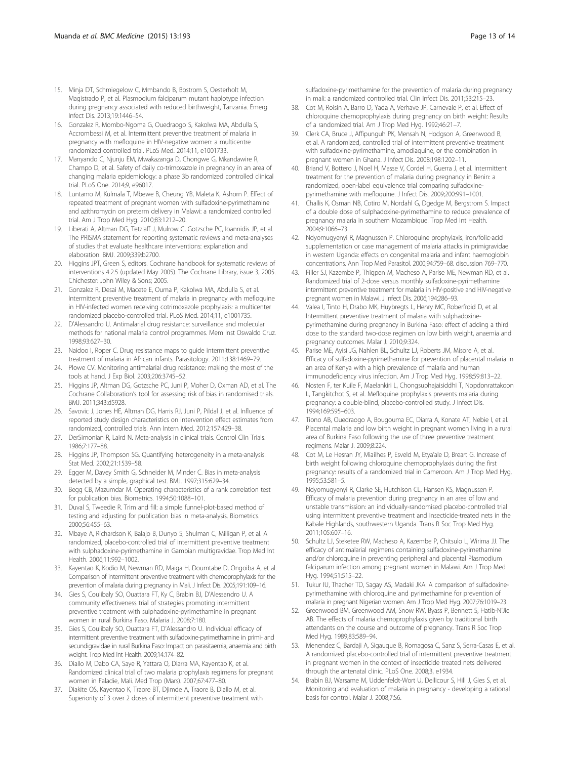15. Minja DT, Schmiegelow C, Mmbando B, Bostrom S, Oesterholt M, Magistrado P, et al. Plasmodium falciparum mutant haplotype infection during pregnancy associated with reduced birthweight, Tanzania. Emerg Infect Dis. 2013;19:1446–54.
16. Gonzalez R, Mombo-Ngoma G, Ouedraogo S, Kakolwa MA, Abdulla S, Accrombessi M, et al. Intermittent preventive treatment of malaria in pregnancy with mefloquine in HIV-negative women: a multicentre randomized controlled trial. PLoS Med. 2014;11, e1001733.
17. Manyando C, Njunju EM, Mwakazanga D, Chongwe G, Mkandawire R, Champo D, et al. Safety of daily co-trimoxazole in pregnancy in an area of changing malaria epidemiology: a phase 3b randomized controlled clinical trial. PLoS One. 2014;9, e96017.
18. Luntamo M, Kulmala T, Mbewe B, Cheung YB, Maleta K, Ashorn P. Effect of repeated treatment of pregnant women with sulfadoxine-pyrimethamine and azithromycin on preterm delivery in Malawi: a randomized controlled trial. Am J Trop Med Hyg. 2010;83:1212–20.
19. Liberati A, Altman DG, Tetzlaff J, Mulrow C, Gotzsche PC, Ioannidis JP, et al. The PRISMA statement for reporting systematic reviews and meta-analyses of studies that evaluate healthcare interventions: explanation and elaboration. BMJ. 2009;339:b2700.
20. Higgins JPT, Green S, editors. Cochrane handbook for systematic reviews of interventions 4.2.5 (updated May 2005). The Cochrane Library, issue 3, 2005. Chichester: John Wiley & Sons; 2005.
21. Gonzalez R, Desai M, Macete E, Ouma P, Kakolwa MA, Abdulla S, et al. Intermittent preventive treatment of malaria in pregnancy with mefloquine in HIV-infected women receiving cotrimoxazole prophylaxis: a multicenter randomized placebo-controlled trial. PLoS Med. 2014;11, e1001735.
22. D'Alessandro U. Antimalarial drug resistance: surveillance and molecular methods for national malaria control programmes. Mem Inst Oswaldo Cruz. 1998;93:627–30.
23. Naidoo I, Roper C. Drug resistance maps to guide intermittent preventive treatment of malaria in African infants. Parasitology. 2011;138:1469–79.
24. Plowe CV. Monitoring antimalarial drug resistance: making the most of the tools at hand. J Exp Biol. 2003;206:3745–52.
25. Higgins JP, Altman DG, Gotzsche PC, Juni P, Moher D, Oxman AD, et al. The Cochrane Collaboration's tool for assessing risk of bias in randomised trials. BMJ. 2011;343:d5928.
26. Savovic J, Jones HE, Altman DG, Harris RJ, Juni P, Pildal J, et al. Influence of reported study design characteristics on intervention effect estimates from randomized, controlled trials. Ann Intern Med. 2012;157:429–38.
27. DerSimonian R, Laird N. Meta-analysis in clinical trials. Control Clin Trials. 1986;7:177–88.
28. Higgins JP, Thompson SG. Quantifying heterogeneity in a meta-analysis. Stat Med. 2002;21:1539–58.
29. Egger M, Davey Smith G, Schneider M, Minder C. Bias in meta-analysis detected by a simple, graphical test. BMJ. 1997;315:629–34.
30. Begg CB, Mazumdar M. Operating characteristics of a rank correlation test for publication bias. Biometrics. 1994;50:1088–101.
31. Duval S, Tweedie R. Trim and fill: a simple funnel-plot-based method of testing and adjusting for publication bias in meta-analysis. Biometrics. 2000;56:455–63.
32. Mbaye A, Richardson K, Balajo B, Dunyo S, Shulman C, Milligan P, et al. A randomized, placebo-controlled trial of intermittent preventive treatment with sulphadoxine-pyrimethamine in Gambian multigravidae. Trop Med Int Health. 2006;11:992–1002.
33. Kayentao K, Kodio M, Newman RD, Maiga H, Doumtabe D, Ongoiba A, et al. Comparison of intermittent preventive treatment with chemoprophylaxis for the prevention of malaria during pregnancy in Mali. J Infect Dis. 2005;191:109–16.
34. Gies S, Coulibaly SO, Ouattara FT, Ky C, Brabin BJ, D'Alessandro U. A community effectiveness trial of strategies promoting intermittent preventive treatment with sulphadoxine-pyrimethamine in pregnant women in rural Burkina Faso. Malaria J. 2008;7:180.
35. Gies S, Coulibaly SO, Ouattara FT, D'Alessandro U. Individual efficacy of intermittent preventive treatment with sulfadoxine-pyrimethamine in primi- and secundigravidae in rural Burkina Faso: Impact on parasitaemia, anaemia and birth weight. Trop Med Int Health. 2009;14:174–82.
36. Diallo M, Dabo CA, Saye R, Yattara O, Diarra MA, Kayentao K, et al. Randomized clinical trial of two malaria prophylaxis regimens for pregnant women in Faladie, Mali. Med Trop (Mars). 2007;67:477–80.
37. Diakite OS, Kayentao K, Traore BT, Djimde A, Traore B, Diallo M, et al. Superiority of 3 over 2 doses of intermittent preventive treatment with sulfadoxine-pyrimethamine for the prevention of malaria during pregnancy in mali: a randomized controlled trial. Clin Infect Dis. 2011;53:215–23.
38. Cot M, Roisin A, Barro D, Yada A, Verhave JP, Carnevale P, et al. Effect of chloroquine chemoprophylaxis during pregnancy on birth weight: Results of a randomized trial. Am J Trop Med Hyg. 1992;46:21–7.
39. Clerk CA, Bruce J, Affipunguh PK, Mensah N, Hodgson A, Greenwood B, et al. A randomized, controlled trial of intermittent preventive treatment with sulfadoxine-pyrimethamine, amodiaquine, or the combination in pregnant women in Ghana. J Infect Dis. 2008;198:1202–11.
40. Briand V, Bottero J, Noel H, Masse V, Cordel H, Guerra J, et al. Intermittent treatment for the prevention of malaria during pregnancy in Benin: a randomized, open-label equivalence trial comparing sulfadoxine-pyrimethamine with mefloquine. J Infect Dis. 2009;200:991–1001.
41. Challis K, Osman NB, Cotiro M, Nordahl G, Dgedge M, Bergstrom S. Impact of a double dose of sulphadoxine-pyrimethamine to reduce prevalence of pregnancy malaria in southern Mozambique. Trop Med Int Health. 2004;9:1066–73.
42. Ndyomugyenyi R, Magnussen P. Chloroquine prophylaxis, iron/folic-acid supplementation or case management of malaria attacks in primigravidae in western Uganda: effects on congenital malaria and infant haemoglobin concentrations. Ann Trop Med Parasitol. 2000;94:759–68. discussion 769–770.
43. Filler SJ, Kazembe P, Thigpen M, Macheso A, Parise ME, Newman RD, et al. Randomized trial of 2-dose versus monthly sulfadoxine-pyrimethamine intermittent preventive treatment for malaria in HIV-positive and HIV-negative pregnant women in Malawi. J Infect Dis. 2006;194:286–93.
44. Valea I, Tinto H, Drabo MK, Huybregts L, Henry MC, Roberfroid D, et al. Intermittent preventive treatment of malaria with sulphadoxine-pyrimethamine during pregnancy in Burkina Faso: effect of adding a third dose to the standard two-dose regimen on low birth weight, anaemia and pregnancy outcomes. Malar J. 2010;9:324.
45. Parise ME, Ayisi JG, Nahlen BL, Schultz LJ, Roberts JM, Misore A, et al. Efficacy of sulfadoxine-pyrimethamine for prevention of placental malaria in an area of Kenya with a high prevalence of malaria and human immunodeficiency virus infection. Am J Trop Med Hyg. 1998;59:813–22.
46. Nosten F, ter Kuile F, Maelankiri L, Chongsuphajaisiddhi T, Nopdonrattakoon L, Tangkitchot S, et al. Mefloquine prophylaxis prevents malaria during pregnancy: a double-blind, placebo-controlled study. J Infect Dis. 1994;169:595–603.
47. Tiono AB, Ouedraogo A, Bougouma EC, Diarra A, Konate AT, Nebie I, et al. Placental malaria and low birth weight in pregnant women living in a rural area of Burkina Faso following the use of three preventive treatment regimens. Malar J. 2009;8:224.
48. Cot M, Le Hesran JY, Miailhes P, Esveld M, Etya'ale D, Breart G. Increase of birth weight following chloroquine chemoprophylaxis during the first pregnancy: results of a randomized trial in Cameroon. Am J Trop Med Hyg. 1995;53:581–5.
49. Ndyomugyenyi R, Clarke SE, Hutchison CL, Hansen KS, Magnussen P. Efficacy of malaria prevention during pregnancy in an area of low and unstable transmission: an individually-randomised placebo-controlled trial using intermittent preventive treatment and insecticide-treated nets in the Kabale Highlands, southwestern Uganda. Trans R Soc Trop Med Hyg. 2011;105:607–16.
50. Schultz LJ, Steketee RW, Macheso A, Kazembe P, Chitsulo L, Wirima JJ. The efficacy of antimalarial regimens containing sulfadoxine-pyrimethamine and/or chloroquine in preventing peripheral and placental Plasmodium falciparum infection among pregnant women in Malawi. Am J Trop Med Hyg. 1994;51:515–22.
51. Tukur IU, Thacher TD, Sagay AS, Madaki JKA. A comparison of sulfadoxine-pyrimethamine with chloroquine and pyrimethamine for prevention of malaria in pregnant Nigerian women. Am J Trop Med Hyg. 2007;76:1019–23.
52. Greenwood BM, Greenwood AM, Snow RW, Byass P, Bennett S, Hatib-N'Jie AB. The effects of malaria chemoprophylaxis given by traditional birth attendants on the course and outcome of pregnancy. Trans R Soc Trop Med Hyg. 1989;83:589–94.
53. Menendez C, Bardaji A, Sigauque B, Romagosa C, Sanz S, Serra-Casas E, et al. A randomized placebo-controlled trial of intermittent preventive treatment in pregnant women in the context of insecticide treated nets delivered through the antenatal clinic. PLoS One. 2008;3, e1934.
54. Brabin BJ, Warsame M, Uddenfeldt-Wort U, Dellicour S, Hill J, Gies S, et al. Monitoring and evaluation of malaria in pregnancy - developing a rational basis for control. Malar J. 2008;7:S6.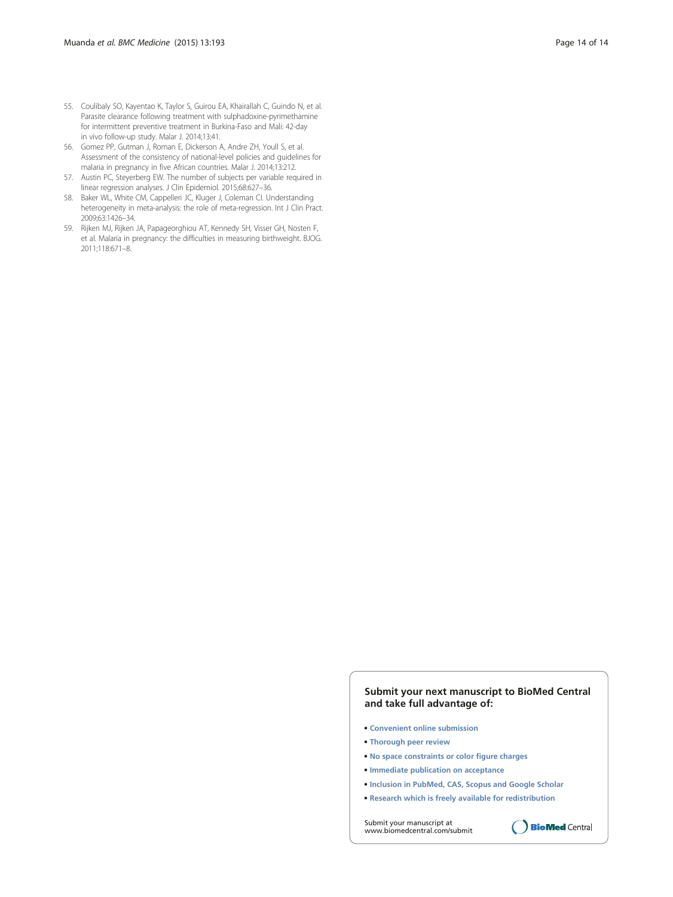55. Coulibaly SO, Kayentao K, Taylor S, Guirou EA, Khairallah C, Guindo N, et al. Parasite clearance following treatment with sulphadoxine-pyrimethamine for intermittent preventive treatment in Burkina-Faso and Mali: 42-day in vivo follow-up study. Malar J. 2014;13:41.
56. Gomez PP, Gutman J, Roman E, Dickerson A, Andre ZH, Youll S, et al. Assessment of the consistency of national-level policies and guidelines for malaria in pregnancy in five African countries. Malar J. 2014;13:212.
57. Austin PC, Steyerberg EW. The number of subjects per variable required in linear regression analyses. J Clin Epidemiol. 2015;68:627–36.
58. Baker WL, White CM, Cappelleri JC, Kluger J, Coleman CI. Understanding heterogeneity in meta-analysis: the role of meta-regression. Int J Clin Pract. 2009;63:1426–34.
59. Rijken MJ, Rijken JA, Papageorghiou AT, Kennedy SH, Visser GH, Nosten F, et al. Malaria in pregnancy: the difficulties in measuring birthweight. BJOG. 2011;118:671–8.

**Submit your next manuscript to BioMed Central and take full advantage of:**

- **Convenient online submission**
- **Thorough peer review**
- **No space constraints or color figure charges**
- **Immediate publication on acceptance**
- **Inclusion in PubMed, CAS, Scopus and Google Scholar**
- **Research which is freely available for redistribution**

Submit your manuscript at
www.biomedcentral.com/submit

BioMed Central